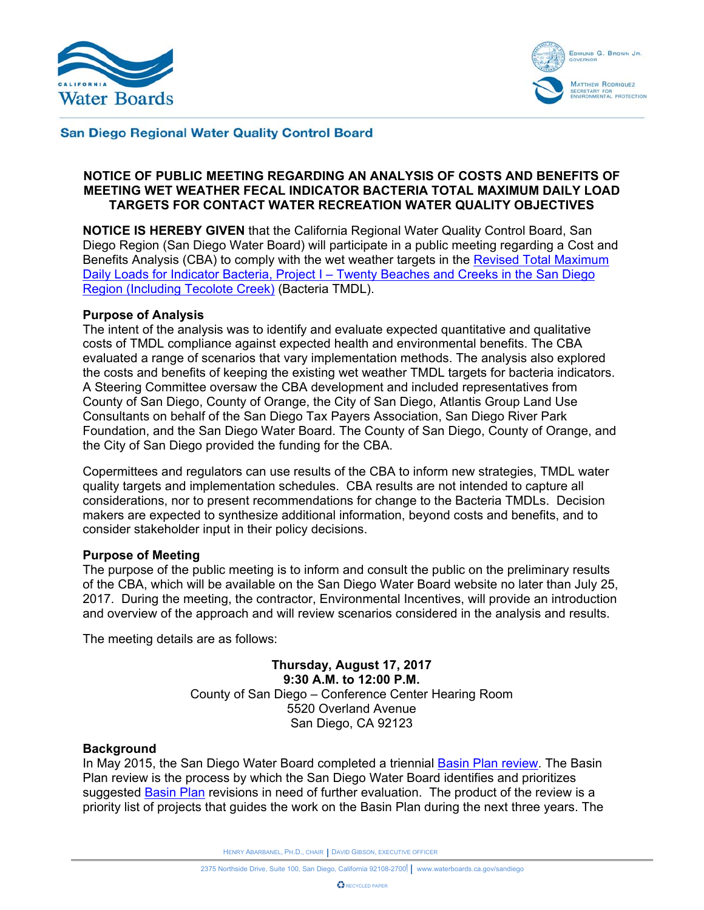San Diego Regional Water Quality Control Board

**NOTICE OF PUBLIC MEETING REGARDING AN ANALYSIS OF COSTS AND BENEFITS OF MEETING WET WEATHER FECAL INDICATOR BACTERIA TOTAL MAXIMUM DAILY LOAD TARGETS FOR CONTACT WATER RECREATION WATER QUALITY OBJECTIVES**

**NOTICE IS HEREBY GIVEN** that the California Regional Water Quality Control Board, San Diego Region (San Diego Water Board) will participate in a public meeting regarding a Cost and Benefits Analysis (CBA) to comply with the wet weather targets in the Revised Total Maximum Daily Loads for Indicator Bacteria, Project I – Twenty Beaches and Creeks in the San Diego Region (Including Tecolote Creek) (Bacteria TMDL).

### Purpose of Analysis

The intent of the analysis was to identify and evaluate expected quantitative and qualitative costs of TMDL compliance against expected health and environmental benefits. The CBA evaluated a range of scenarios that vary implementation methods. The analysis also explored the costs and benefits of keeping the existing wet weather TMDL targets for bacteria indicators. A Steering Committee oversaw the CBA development and included representatives from County of San Diego, County of Orange, the City of San Diego, Atlantis Group Land Use Consultants on behalf of the San Diego Tax Payers Association, San Diego River Park Foundation, and the San Diego Water Board. The County of San Diego, County of Orange, and the City of San Diego provided the funding for the CBA.

Copermittees and regulators can use results of the CBA to inform new strategies, TMDL water quality targets and implementation schedules. CBA results are not intended to capture all considerations, nor to present recommendations for change to the Bacteria TMDLs. Decision makers are expected to synthesize additional information, beyond costs and benefits, and to consider stakeholder input in their policy decisions.

### Purpose of Meeting

The purpose of the public meeting is to inform and consult the public on the preliminary results of the CBA, which will be available on the San Diego Water Board website no later than July 25, 2017. During the meeting, the contractor, Environmental Incentives, will provide an introduction and overview of the approach and will review scenarios considered in the analysis and results.

The meeting details are as follows:

**Thursday, August 17, 2017**
**9:30 A.M. to 12:00 P.M.**
County of San Diego – Conference Center Hearing Room
5520 Overland Avenue
San Diego, CA 92123

### Background

In May 2015, the San Diego Water Board completed a triennial Basin Plan review. The Basin Plan review is the process by which the San Diego Water Board identifies and prioritizes suggested Basin Plan revisions in need of further evaluation. The product of the review is a priority list of projects that guides the work on the Basin Plan during the next three years. The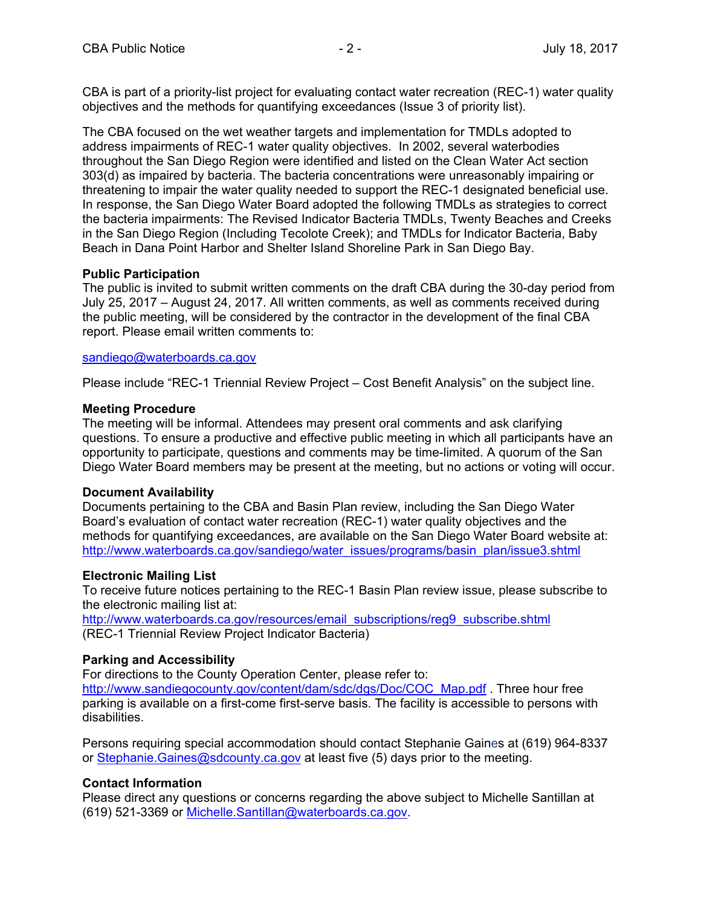CBA is part of a priority-list project for evaluating contact water recreation (REC-1) water quality objectives and the methods for quantifying exceedances (Issue 3 of priority list).

The CBA focused on the wet weather targets and implementation for TMDLs adopted to address impairments of REC-1 water quality objectives. In 2002, several waterbodies throughout the San Diego Region were identified and listed on the Clean Water Act section 303(d) as impaired by bacteria. The bacteria concentrations were unreasonably impairing or threatening to impair the water quality needed to support the REC-1 designated beneficial use. In response, the San Diego Water Board adopted the following TMDLs as strategies to correct the bacteria impairments: The Revised Indicator Bacteria TMDLs, Twenty Beaches and Creeks in the San Diego Region (Including Tecolote Creek); and TMDLs for Indicator Bacteria, Baby Beach in Dana Point Harbor and Shelter Island Shoreline Park in San Diego Bay.

**Public Participation**
The public is invited to submit written comments on the draft CBA during the 30-day period from July 25, 2017 – August 24, 2017. All written comments, as well as comments received during the public meeting, will be considered by the contractor in the development of the final CBA report. Please email written comments to:

sandiego@waterboards.ca.gov

Please include "REC-1 Triennial Review Project – Cost Benefit Analysis" on the subject line.

**Meeting Procedure**
The meeting will be informal. Attendees may present oral comments and ask clarifying questions. To ensure a productive and effective public meeting in which all participants have an opportunity to participate, questions and comments may be time-limited. A quorum of the San Diego Water Board members may be present at the meeting, but no actions or voting will occur.

**Document Availability**
Documents pertaining to the CBA and Basin Plan review, including the San Diego Water Board's evaluation of contact water recreation (REC-1) water quality objectives and the methods for quantifying exceedances, are available on the San Diego Water Board website at:
http://www.waterboards.ca.gov/sandiego/water_issues/programs/basin_plan/issue3.shtml

**Electronic Mailing List**
To receive future notices pertaining to the REC-1 Basin Plan review issue, please subscribe to the electronic mailing list at:
http://www.waterboards.ca.gov/resources/email_subscriptions/reg9_subscribe.shtml
(REC-1 Triennial Review Project Indicator Bacteria)

**Parking and Accessibility**
For directions to the County Operation Center, please refer to:
http://www.sandiegocounty.gov/content/dam/sdc/dgs/Doc/COC_Map.pdf . Three hour free parking is available on a first-come first-serve basis. The facility is accessible to persons with disabilities.

Persons requiring special accommodation should contact Stephanie Gaines at (619) 964-8337 or Stephanie.Gaines@sdcounty.ca.gov at least five (5) days prior to the meeting.

**Contact Information**
Please direct any questions or concerns regarding the above subject to Michelle Santillan at (619) 521-3369 or Michelle.Santillan@waterboards.ca.gov.